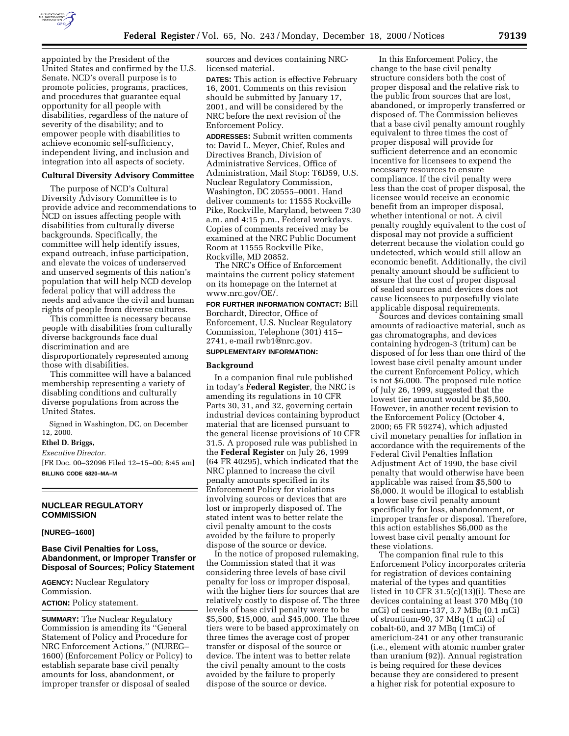appointed by the President of the United States and confirmed by the U.S. Senate. NCD's overall purpose is to promote policies, programs, practices, and procedures that guarantee equal opportunity for all people with disabilities, regardless of the nature of severity of the disability; and to empower people with disabilities to achieve economic self-sufficiency, independent living, and inclusion and integration into all aspects of society.

**Cultural Diversity Advisory Committee**

The purpose of NCD's Cultural Diversity Advisory Committee is to provide advice and recommendations to NCD on issues affecting people with disabilities from culturally diverse backgrounds. Specifically, the committee will help identify issues, expand outreach, infuse participation, and elevate the voices of underserved and unserved segments of this nation's population that will help NCD develop federal policy that will address the needs and advance the civil and human rights of people from diverse cultures.

This committee is necessary because people with disabilities from culturally diverse backgrounds face dual discrimination and are disproportionately represented among those with disabilities.

This committee will have a balanced membership representing a variety of disabling conditions and culturally diverse populations from across the United States.

Signed in Washington, DC, on December 12, 2000.

**Ethel D. Briggs,**

*Executive Director.*

[FR Doc. 00–32096 Filed 12–15–00; 8:45 am]

**BILLING CODE 6820–MA–M**

---

## NUCLEAR REGULATORY COMMISSION

**[NUREG–1600]**

## Base Civil Penalties for Loss, Abandonment, or Improper Transfer or Disposal of Sources; Policy Statement

**AGENCY:** Nuclear Regulatory Commission.

**ACTION:** Policy statement.

**SUMMARY:** The Nuclear Regulatory Commission is amending its ''General Statement of Policy and Procedure for NRC Enforcement Actions,'' (NUREG–1600) (Enforcement Policy or Policy) to establish separate base civil penalty amounts for loss, abandonment, or improper transfer or disposal of sealed sources and devices containing NRC-licensed material.

**DATES:** This action is effective February 16, 2001. Comments on this revision should be submitted by January 17, 2001, and will be considered by the NRC before the next revision of the Enforcement Policy.

**ADDRESSES:** Submit written comments to: David L. Meyer, Chief, Rules and Directives Branch, Division of Administrative Services, Office of Administration, Mail Stop: T6D59, U.S. Nuclear Regulatory Commission, Washington, DC 20555–0001. Hand deliver comments to: 11555 Rockville Pike, Rockville, Maryland, between 7:30 a.m. and 4:15 p.m., Federal workdays. Copies of comments received may be examined at the NRC Public Document Room at 11555 Rockville Pike, Rockville, MD 20852.

The NRC's Office of Enforcement maintains the current policy statement on its homepage on the Internet at www.nrc.gov/OE/.

**FOR FURTHER INFORMATION CONTACT:** Bill Borchardt, Director, Office of Enforcement, U.S. Nuclear Regulatory Commission, Telephone (301) 415–2741, e-mail rwb1@nrc.gov.

**SUPPLEMENTARY INFORMATION:**

**Background**

In a companion final rule published in today's **Federal Register**, the NRC is amending its regulations in 10 CFR Parts 30, 31, and 32, governing certain industrial devices containing byproduct material that are licensed pursuant to the general license provisions of 10 CFR 31.5. A proposed rule was published in the **Federal Register** on July 26, 1999 (64 FR 40295), which indicated that the NRC planned to increase the civil penalty amounts specified in its Enforcement Policy for violations involving sources or devices that are lost or improperly disposed of. The stated intent was to better relate the civil penalty amount to the costs avoided by the failure to properly dispose of the source or device.

In the notice of proposed rulemaking, the Commission stated that it was considering three levels of base civil penalty for loss or improper disposal, with the higher tiers for sources that are relatively costly to dispose of. The three levels of base civil penalty were to be $5,500, $15,000, and $45,000. The three tiers were to be based approximately on three times the average cost of proper transfer or disposal of the source or device. The intent was to better relate the civil penalty amount to the costs avoided by the failure to properly dispose of the source or device.

In this Enforcement Policy, the change to the base civil penalty structure considers both the cost of proper disposal and the relative risk to the public from sources that are lost, abandoned, or improperly transferred or disposed of. The Commission believes that a base civil penalty amount roughly equivalent to three times the cost of proper disposal will provide for sufficient deterrence and an economic incentive for licensees to expend the necessary resources to ensure compliance. If the civil penalty were less than the cost of proper disposal, the licensee would receive an economic benefit from an improper disposal, whether intentional or not. A civil penalty roughly equivalent to the cost of disposal may not provide a sufficient deterrent because the violation could go undetected, which would still allow an economic benefit. Additionally, the civil penalty amount should be sufficient to assure that the cost of proper disposal of sealed sources and devices does not cause licensees to purposefully violate applicable disposal requirements.

Sources and devices containing small amounts of radioactive material, such as gas chromatographs, and devices containing hydrogen-3 (tritum) can be disposed of for less than one third of the lowest base civil penalty amount under the current Enforcement Policy, which is not $6,000. The proposed rule notice of July 26, 1999, suggested that the lowest tier amount would be $5,500. However, in another recent revision to the Enforcement Policy (October 4, 2000; 65 FR 59274), which adjusted civil monetary penalties for inflation in accordance with the requirements of the Federal Civil Penalties Inflation Adjustment Act of 1990, the base civil penalty that would otherwise have been applicable was raised from $5,500 to $6,000. It would be illogical to establish a lower base civil penalty amount specifically for loss, abandonment, or improper transfer or disposal. Therefore, this action establishes $6,000 as the lowest base civil penalty amount for these violations.

The companion final rule to this Enforcement Policy incorporates criteria for registration of devices containing material of the types and quantities listed in 10 CFR 31.5(c)(13)(i). These are devices containing at least 370 MBq (10 mCi) of cesium-137, 3.7 MBq (0.1 mCi) of strontium-90, 37 MBq (1 mCi) of cobalt-60, and 37 MBq (1mCi) of americium-241 or any other transuranic (i.e., element with atomic number grater than uranium (92)). Annual registration is being required for these devices because they are considered to present a higher risk for potential exposure to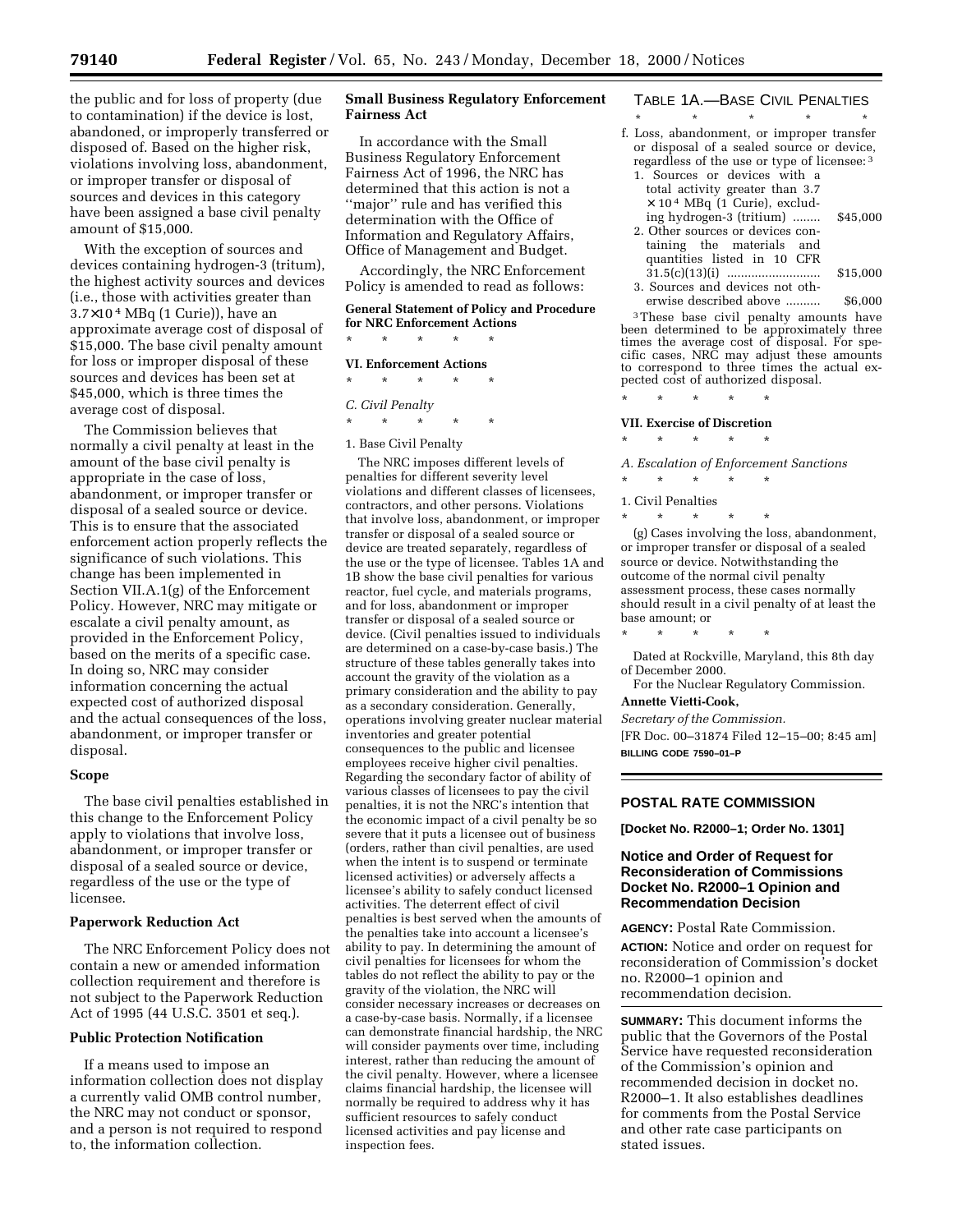the public and for loss of property (due to contamination) if the device is lost, abandoned, or improperly transferred or disposed of. Based on the higher risk, violations involving loss, abandonment, or improper transfer or disposal of sources and devices in this category have been assigned a base civil penalty amount of $15,000.

With the exception of sources and devices containing hydrogen-3 (tritum), the highest activity sources and devices (i.e., those with activities greater than $3.7 \times 10^4$ MBq (1 Curie)), have an approximate average cost of disposal of $15,000. The base civil penalty amount for loss or improper disposal of these sources and devices has been set at $45,000, which is three times the average cost of disposal.

The Commission believes that normally a civil penalty at least in the amount of the base civil penalty is appropriate in the case of loss, abandonment, or improper transfer or disposal of a sealed source or device. This is to ensure that the associated enforcement action properly reflects the significance of such violations. This change has been implemented in Section VII.A.1(g) of the Enforcement Policy. However, NRC may mitigate or escalate a civil penalty amount, as provided in the Enforcement Policy, based on the merits of a specific case. In doing so, NRC may consider information concerning the actual expected cost of authorized disposal and the actual consequences of the loss, abandonment, or improper transfer or disposal.

## Scope

The base civil penalties established in this change to the Enforcement Policy apply to violations that involve loss, abandonment, or improper transfer or disposal of a sealed source or device, regardless of the use or the type of licensee.

## Paperwork Reduction Act

The NRC Enforcement Policy does not contain a new or amended information collection requirement and therefore is not subject to the Paperwork Reduction Act of 1995 (44 U.S.C. 3501 et seq.).

## Public Protection Notification

If a means used to impose an information collection does not display a currently valid OMB control number, the NRC may not conduct or sponsor, and a person is not required to respond to, the information collection.

## Small Business Regulatory Enforcement Fairness Act

In accordance with the Small Business Regulatory Enforcement Fairness Act of 1996, the NRC has determined that this action is not a ''major'' rule and has verified this determination with the Office of Information and Regulatory Affairs, Office of Management and Budget.

Accordingly, the NRC Enforcement Policy is amended to read as follows:

**General Statement of Policy and Procedure for NRC Enforcement Actions**

\* \* \* \* \*

**VI. Enforcement Actions**

\* \* \* \* \*

*C. Civil Penalty*

\* \* \* \* \*

1. Base Civil Penalty

The NRC imposes different levels of penalties for different severity level violations and different classes of licensees, contractors, and other persons. Violations that involve loss, abandonment, or improper transfer or disposal of a sealed source or device are treated separately, regardless of the use or the type of licensee. Tables 1A and 1B show the base civil penalties for various reactor, fuel cycle, and materials programs, and for loss, abandonment or improper transfer or disposal of a sealed source or device. (Civil penalties issued to individuals are determined on a case-by-case basis.) The structure of these tables generally takes into account the gravity of the violation as a primary consideration and the ability to pay as a secondary consideration. Generally, operations involving greater nuclear material inventories and greater potential consequences to the public and licensee employees receive higher civil penalties. Regarding the secondary factor of ability of various classes of licensees to pay the civil penalties, it is not the NRC's intention that the economic impact of a civil penalty be so severe that it puts a licensee out of business (orders, rather than civil penalties, are used when the intent is to suspend or terminate licensed activities) or adversely affects a licensee's ability to safely conduct licensed activities. The deterrent effect of civil penalties is best served when the amounts of the penalties take into account a licensee's ability to pay. In determining the amount of civil penalties for licensees for whom the tables do not reflect the ability to pay or the gravity of the violation, the NRC will consider necessary increases or decreases on a case-by-case basis. Normally, if a licensee can demonstrate financial hardship, the NRC will consider payments over time, including interest, rather than reducing the amount of the civil penalty. However, where a licensee claims financial hardship, the licensee will normally be required to address why it has sufficient resources to safely conduct licensed activities and pay license and inspection fees.

TABLE 1A.—BASE CIVIL PENALTIES

\* \* \* \* \*

| | |
|---|---|
| f. Loss, abandonment, or improper transfer or disposal of a sealed source or device, regardless of the use or type of licensee:[3] | |
| 1. Sources or devices with a total activity greater than $3.7 \times 10^4$ MBq (1 Curie), excluding hydrogen-3 (tritium) | $45,000 |
| 2. Other sources or devices containing the materials and quantities listed in 10 CFR 31.5(c)(13)(i) | $15,000 |
| 3. Sources and devices not otherwise described above | $6,000 |

[3] These base civil penalty amounts have been determined to be approximately three times the average cost of disposal. For specific cases, NRC may adjust these amounts to correspond to three times the actual expected cost of authorized disposal.

\* \* \* \* \*

**VII. Exercise of Discretion**

\* \* \* \* \*

*A. Escalation of Enforcement Sanctions*

\* \* \* \* \*

1. Civil Penalties

\* \* \* \* \*

(g) Cases involving the loss, abandonment, or improper transfer or disposal of a sealed source or device. Notwithstanding the outcome of the normal civil penalty assessment process, these cases normally should result in a civil penalty of at least the base amount; or

\* \* \* \* \*

Dated at Rockville, Maryland, this 8th day of December 2000.

For the Nuclear Regulatory Commission.

**Annette Vietti-Cook,**

*Secretary of the Commission.*

[FR Doc. 00–31874 Filed 12–15–00; 8:45 am]

**BILLING CODE 7590–01–P**

## POSTAL RATE COMMISSION

**[Docket No. R2000–1; Order No. 1301]**

## Notice and Order of Request for Reconsideration of Commissions Docket No. R2000–1 Opinion and Recommendation Decision

**AGENCY:** Postal Rate Commission.

**ACTION:** Notice and order on request for reconsideration of Commission's docket no. R2000–1 opinion and recommendation decision.

**SUMMARY:** This document informs the public that the Governors of the Postal Service have requested reconsideration of the Commission's opinion and recommended decision in docket no. R2000–1. It also establishes deadlines for comments from the Postal Service and other rate case participants on stated issues.